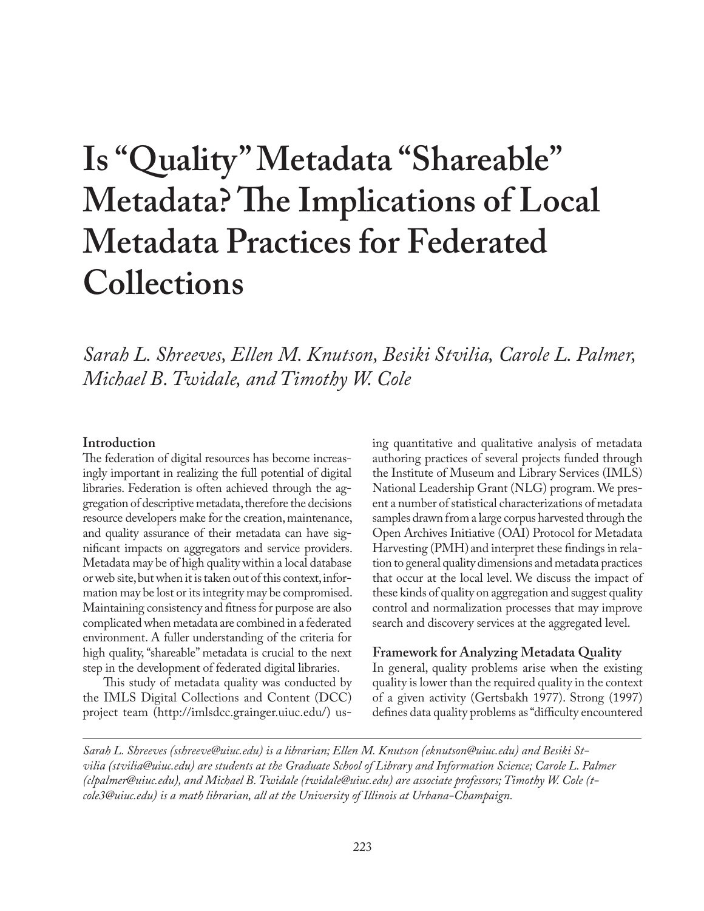# Is “Quality” Metadata “Shareable” Metadata? The Implications of Local Metadata Practices for Federated Collections

*Sarah L. Shreeves, Ellen M. Knutson, Besiki Stvilia, Carole L. Palmer, Michael B. Twidale, and Timothy W. Cole*

### Introduction

The federation of digital resources has become increasingly important in realizing the full potential of digital libraries. Federation is often achieved through the aggregation of descriptive metadata, therefore the decisions resource developers make for the creation, maintenance, and quality assurance of their metadata can have significant impacts on aggregators and service providers. Metadata may be of high quality within a local database or web site, but when it is taken out of this context, information may be lost or its integrity may be compromised. Maintaining consistency and fitness for purpose are also complicated when metadata are combined in a federated environment. A fuller understanding of the criteria for high quality, “shareable” metadata is crucial to the next step in the development of federated digital libraries.

This study of metadata quality was conducted by the IMLS Digital Collections and Content (DCC) project team (http://imlsdcc.grainger.uiuc.edu/) using quantitative and qualitative analysis of metadata authoring practices of several projects funded through the Institute of Museum and Library Services (IMLS) National Leadership Grant (NLG) program. We present a number of statistical characterizations of metadata samples drawn from a large corpus harvested through the Open Archives Initiative (OAI) Protocol for Metadata Harvesting (PMH) and interpret these findings in relation to general quality dimensions and metadata practices that occur at the local level. We discuss the impact of these kinds of quality on aggregation and suggest quality control and normalization processes that may improve search and discovery services at the aggregated level.

### Framework for Analyzing Metadata Quality

In general, quality problems arise when the existing quality is lower than the required quality in the context of a given activity (Gertsbakh 1977). Strong (1997) defines data quality problems as “difficulty encountered

---

*Sarah L. Shreeves (sshreeve@uiuc.edu) is a librarian; Ellen M. Knutson (eknutson@uiuc.edu) and Besiki Stvilia (stvilia@uiuc.edu) are students at the Graduate School of Library and Information Science; Carole L. Palmer (clpalmer@uiuc.edu), and Michael B. Twidale (twidale@uiuc.edu) are associate professors; Timothy W. Cole (t-cole3@uiuc.edu) is a math librarian, all at the University of Illinois at Urbana-Champaign.*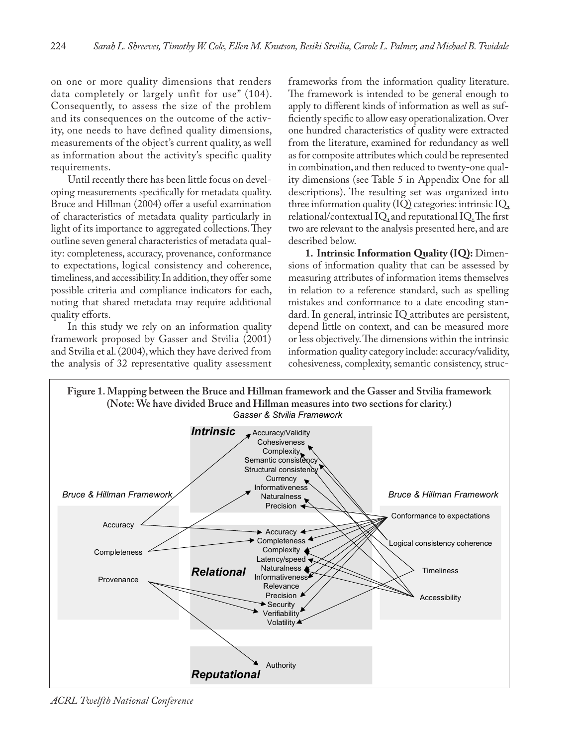on one or more quality dimensions that renders data completely or largely unfit for use" (104). Consequently, to assess the size of the problem and its consequences on the outcome of the activity, one needs to have defined quality dimensions, measurements of the object's current quality, as well as information about the activity's specific quality requirements.

Until recently there has been little focus on developing measurements specifically for metadata quality. Bruce and Hillman (2004) offer a useful examination of characteristics of metadata quality particularly in light of its importance to aggregated collections. They outline seven general characteristics of metadata quality: completeness, accuracy, provenance, conformance to expectations, logical consistency and coherence, timeliness, and accessibility. In addition, they offer some possible criteria and compliance indicators for each, noting that shared metadata may require additional quality efforts.

In this study we rely on an information quality framework proposed by Gasser and Stvilia (2001) and Stvilia et al. (2004), which they have derived from the analysis of 32 representative quality assessment frameworks from the information quality literature. The framework is intended to be general enough to apply to different kinds of information as well as sufficiently specific to allow easy operationalization. Over one hundred characteristics of quality were extracted from the literature, examined for redundancy as well as for composite attributes which could be represented in combination, and then reduced to twenty-one quality dimensions (see Table 5 in Appendix One for all descriptions). The resulting set was organized into three information quality (IQ) categories: intrinsic IQ, relational/contextual IQ, and reputational IQ. The first two are relevant to the analysis presented here, and are described below.

**1. Intrinsic Information Quality (IQ):** Dimensions of information quality that can be assessed by measuring attributes of information items themselves in relation to a reference standard, such as spelling mistakes and conformance to a date encoding standard. In general, intrinsic IQ attributes are persistent, depend little on context, and can be measured more or less objectively. The dimensions within the intrinsic information quality category include: accuracy/validity, cohesiveness, complexity, semantic consistency, struc-

**Figure 1. Mapping between the Bruce and Hillman framework and the Gasser and Stvilia framework (Note: We have divided Bruce and Hillman measures into two sections for clarity.)**

Gasser & Stvilia Framework

Intrinsic
Accuracy/Validity
Cohesiveness
Complexity
Semantic consistency
Structural consistency
Currency
Informativeness
Naturalness
Precision

Relational
Accuracy
Completeness
Complexity
Latency/speed
Naturalness
Informativeness
Relevance
Precision
Security
Verifiability
Volatility

Reputational
Authority

Bruce & Hillman Framework
Accuracy
Completeness
Provenance

Bruce & Hillman Framework
Conformance to expectations
Logical consistency coherence
Timeliness
Accessibility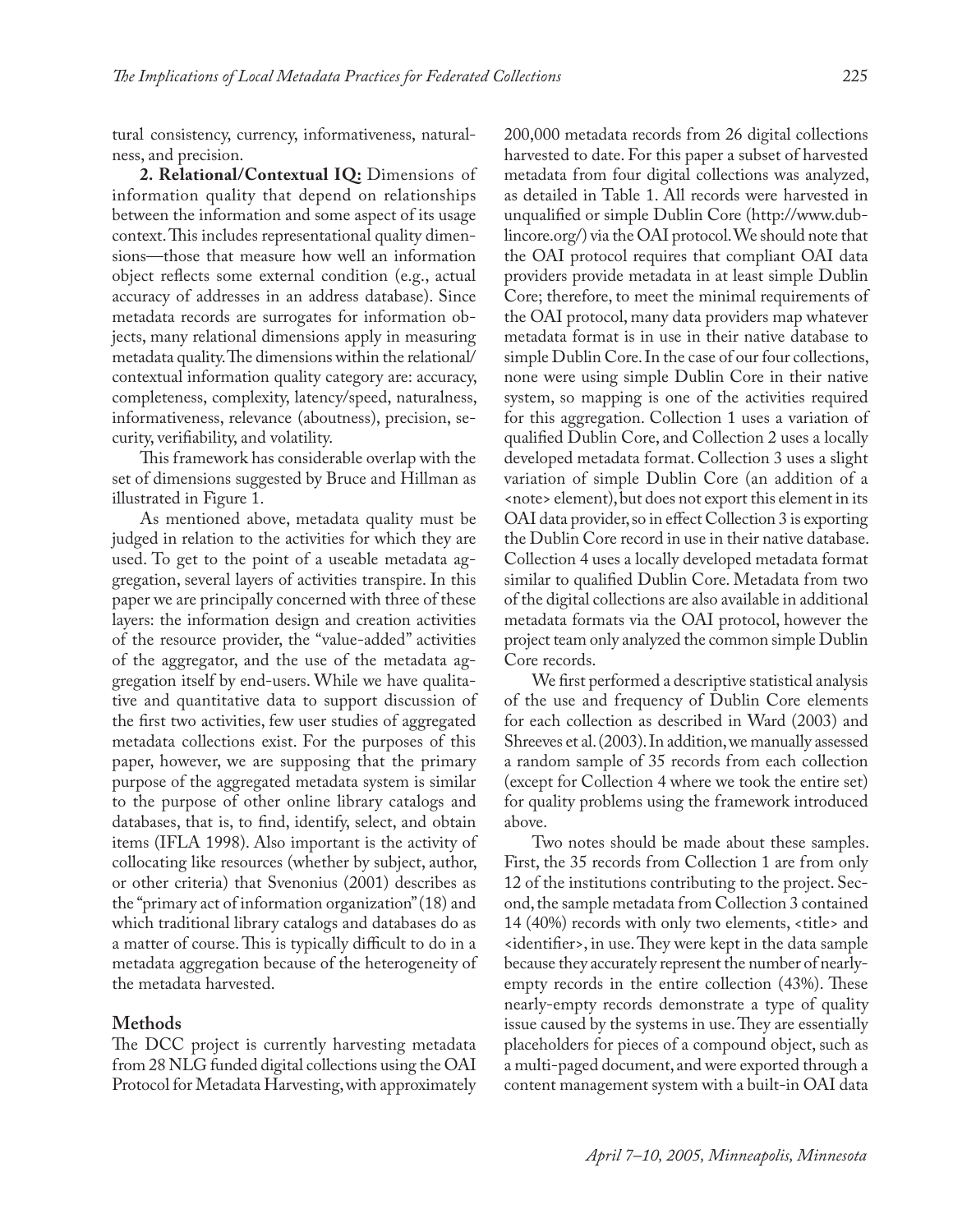tural consistency, currency, informativeness, naturalness, and precision.

**2. Relational/Contextual IQ:** Dimensions of information quality that depend on relationships between the information and some aspect of its usage context. This includes representational quality dimensions—those that measure how well an information object reflects some external condition (e.g., actual accuracy of addresses in an address database). Since metadata records are surrogates for information objects, many relational dimensions apply in measuring metadata quality. The dimensions within the relational/contextual information quality category are: accuracy, completeness, complexity, latency/speed, naturalness, informativeness, relevance (aboutness), precision, security, verifiability, and volatility.

This framework has considerable overlap with the set of dimensions suggested by Bruce and Hillman as illustrated in Figure 1.

As mentioned above, metadata quality must be judged in relation to the activities for which they are used. To get to the point of a useable metadata aggregation, several layers of activities transpire. In this paper we are principally concerned with three of these layers: the information design and creation activities of the resource provider, the "value-added" activities of the aggregator, and the use of the metadata aggregation itself by end-users. While we have qualitative and quantitative data to support discussion of the first two activities, few user studies of aggregated metadata collections exist. For the purposes of this paper, however, we are supposing that the primary purpose of the aggregated metadata system is similar to the purpose of other online library catalogs and databases, that is, to find, identify, select, and obtain items (IFLA 1998). Also important is the activity of collocating like resources (whether by subject, author, or other criteria) that Svenonius (2001) describes as the "primary act of information organization" (18) and which traditional library catalogs and databases do as a matter of course. This is typically difficult to do in a metadata aggregation because of the heterogeneity of the metadata harvested.

## Methods

The DCC project is currently harvesting metadata from 28 NLG funded digital collections using the OAI Protocol for Metadata Harvesting, with approximately 200,000 metadata records from 26 digital collections harvested to date. For this paper a subset of harvested metadata from four digital collections was analyzed, as detailed in Table 1. All records were harvested in unqualified or simple Dublin Core (http://www.dublincore.org/) via the OAI protocol. We should note that the OAI protocol requires that compliant OAI data providers provide metadata in at least simple Dublin Core; therefore, to meet the minimal requirements of the OAI protocol, many data providers map whatever metadata format is in use in their native database to simple Dublin Core. In the case of our four collections, none were using simple Dublin Core in their native system, so mapping is one of the activities required for this aggregation. Collection 1 uses a variation of qualified Dublin Core, and Collection 2 uses a locally developed metadata format. Collection 3 uses a slight variation of simple Dublin Core (an addition of a <note> element), but does not export this element in its OAI data provider, so in effect Collection 3 is exporting the Dublin Core record in use in their native database. Collection 4 uses a locally developed metadata format similar to qualified Dublin Core. Metadata from two of the digital collections are also available in additional metadata formats via the OAI protocol, however the project team only analyzed the common simple Dublin Core records.

We first performed a descriptive statistical analysis of the use and frequency of Dublin Core elements for each collection as described in Ward (2003) and Shreeves et al. (2003). In addition, we manually assessed a random sample of 35 records from each collection (except for Collection 4 where we took the entire set) for quality problems using the framework introduced above.

Two notes should be made about these samples. First, the 35 records from Collection 1 are from only 12 of the institutions contributing to the project. Second, the sample metadata from Collection 3 contained 14 (40%) records with only two elements, <title> and <identifier>, in use. They were kept in the data sample because they accurately represent the number of nearly-empty records in the entire collection (43%). These nearly-empty records demonstrate a type of quality issue caused by the systems in use. They are essentially placeholders for pieces of a compound object, such as a multi-paged document, and were exported through a content management system with a built-in OAI data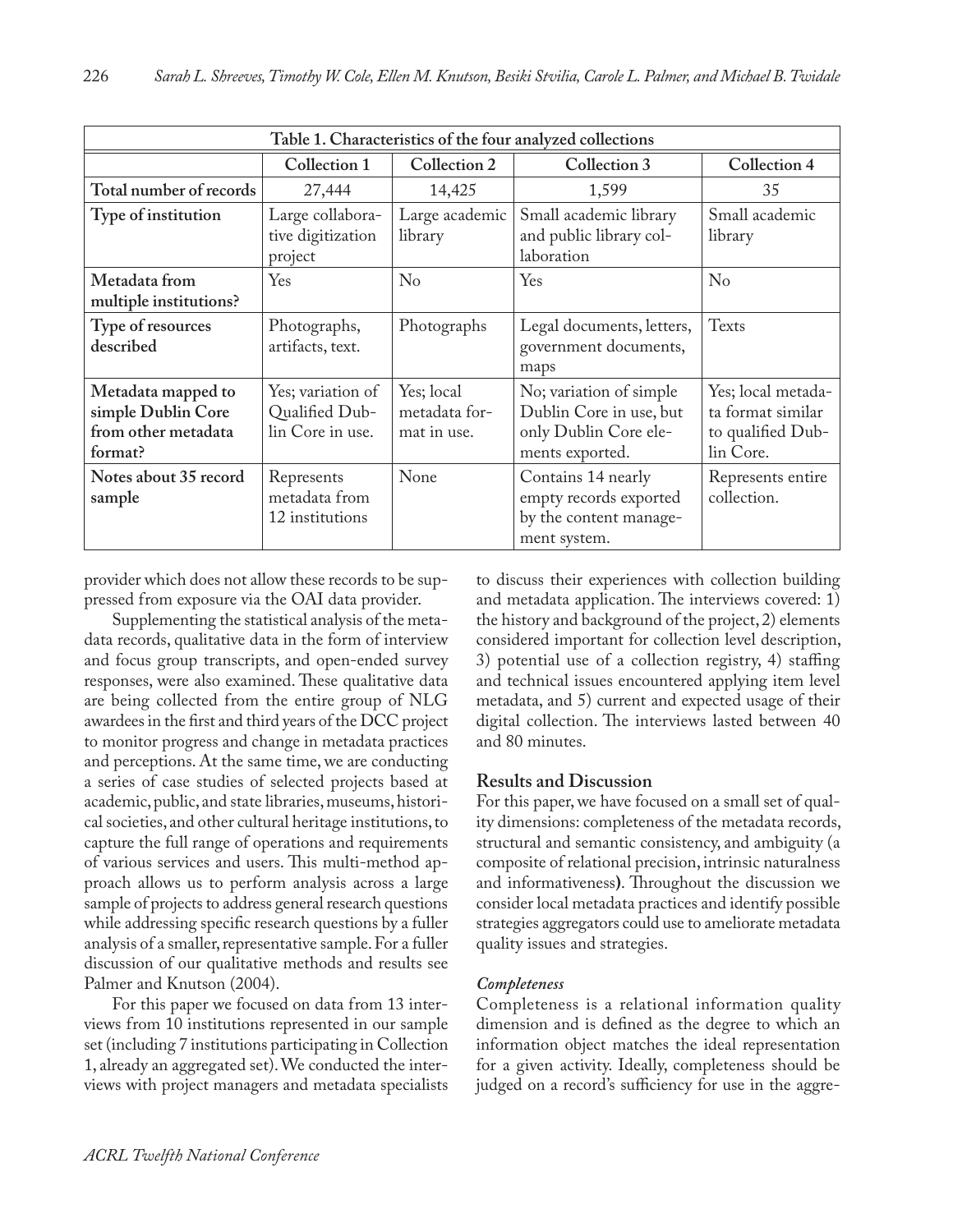**Table 1. Characteristics of the four analyzed collections**

| | Collection 1 | Collection 2 | Collection 3 | Collection 4 |
|---|---|---|---|---|
| **Total number of records** | 27,444 | 14,425 | 1,599 | 35 |
| **Type of institution** | Large collaborative digitization project | Large academic library | Small academic library and public library collaboration | Small academic library |
| **Metadata from multiple institutions?** | Yes | No | Yes | No |
| **Type of resources described** | Photographs, artifacts, text. | Photographs | Legal documents, letters, government documents, maps | Texts |
| **Metadata mapped to simple Dublin Core from other metadata format?** | Yes; variation of Qualified Dublin Core in use. | Yes; local metadata format in use. | No; variation of simple Dublin Core in use, but only Dublin Core elements exported. | Yes; local metadata format similar to qualified Dublin Core. |
| **Notes about 35 record sample** | Represents metadata from 12 institutions | None | Contains 14 nearly empty records exported by the content management system. | Represents entire collection. |

provider which does not allow these records to be suppressed from exposure via the OAI data provider.

Supplementing the statistical analysis of the metadata records, qualitative data in the form of interview and focus group transcripts, and open-ended survey responses, were also examined. These qualitative data are being collected from the entire group of NLG awardees in the first and third years of the DCC project to monitor progress and change in metadata practices and perceptions. At the same time, we are conducting a series of case studies of selected projects based at academic, public, and state libraries, museums, historical societies, and other cultural heritage institutions, to capture the full range of operations and requirements of various services and users. This multi-method approach allows us to perform analysis across a large sample of projects to address general research questions while addressing specific research questions by a fuller analysis of a smaller, representative sample. For a fuller discussion of our qualitative methods and results see Palmer and Knutson (2004).

For this paper we focused on data from 13 interviews from 10 institutions represented in our sample set (including 7 institutions participating in Collection 1, already an aggregated set). We conducted the interviews with project managers and metadata specialists to discuss their experiences with collection building and metadata application. The interviews covered: 1) the history and background of the project, 2) elements considered important for collection level description, 3) potential use of a collection registry, 4) staffing and technical issues encountered applying item level metadata, and 5) current and expected usage of their digital collection. The interviews lasted between 40 and 80 minutes.

## Results and Discussion

For this paper, we have focused on a small set of quality dimensions: completeness of the metadata records, structural and semantic consistency, and ambiguity (a composite of relational precision, intrinsic naturalness and informativeness**)**. Throughout the discussion we consider local metadata practices and identify possible strategies aggregators could use to ameliorate metadata quality issues and strategies.

### *Completeness*

Completeness is a relational information quality dimension and is defined as the degree to which an information object matches the ideal representation for a given activity. Ideally, completeness should be judged on a record's sufficiency for use in the aggre-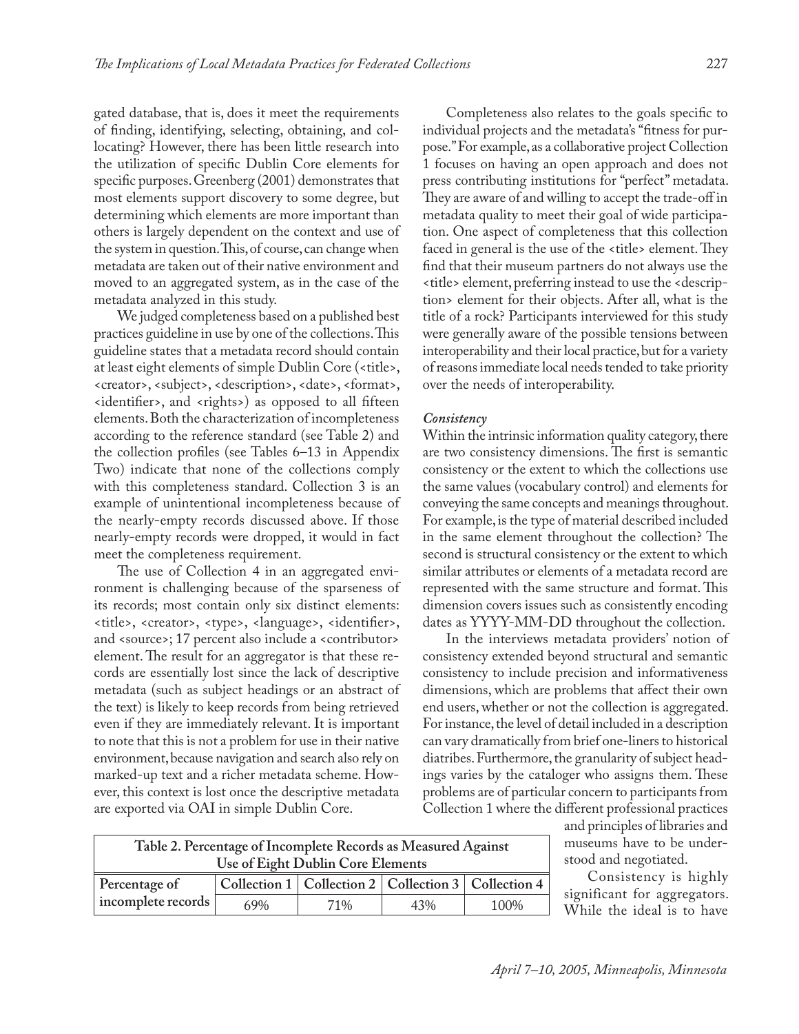gated database, that is, does it meet the requirements of finding, identifying, selecting, obtaining, and collocating? However, there has been little research into the utilization of specific Dublin Core elements for specific purposes. Greenberg (2001) demonstrates that most elements support discovery to some degree, but determining which elements are more important than others is largely dependent on the context and use of the system in question. This, of course, can change when metadata are taken out of their native environment and moved to an aggregated system, as in the case of the metadata analyzed in this study.

We judged completeness based on a published best practices guideline in use by one of the collections. This guideline states that a metadata record should contain at least eight elements of simple Dublin Core (<title>, <creator>, <subject>, <description>, <date>, <format>, <identifier>, and <rights>) as opposed to all fifteen elements. Both the characterization of incompleteness according to the reference standard (see Table 2) and the collection profiles (see Tables 6–13 in Appendix Two) indicate that none of the collections comply with this completeness standard. Collection 3 is an example of unintentional incompleteness because of the nearly-empty records discussed above. If those nearly-empty records were dropped, it would in fact meet the completeness requirement.

The use of Collection 4 in an aggregated environment is challenging because of the sparseness of its records; most contain only six distinct elements: <title>, <creator>, <type>, <language>, <identifier>, and <source>; 17 percent also include a <contributor> element. The result for an aggregator is that these records are essentially lost since the lack of descriptive metadata (such as subject headings or an abstract of the text) is likely to keep records from being retrieved even if they are immediately relevant. It is important to note that this is not a problem for use in their native environment, because navigation and search also rely on marked-up text and a richer metadata scheme. However, this context is lost once the descriptive metadata are exported via OAI in simple Dublin Core.

**Table 2. Percentage of Incomplete Records as Measured Against Use of Eight Dublin Core Elements**

| | Collection 1 | Collection 2 | Collection 3 | Collection 4 |
|---|---|---|---|---|
| Percentage of incomplete records | 69% | 71% | 43% | 100% |

Completeness also relates to the goals specific to individual projects and the metadata's "fitness for purpose." For example, as a collaborative project Collection 1 focuses on having an open approach and does not press contributing institutions for "perfect" metadata. They are aware of and willing to accept the trade-off in metadata quality to meet their goal of wide participation. One aspect of completeness that this collection faced in general is the use of the <title> element. They find that their museum partners do not always use the <title> element, preferring instead to use the <description> element for their objects. After all, what is the title of a rock? Participants interviewed for this study were generally aware of the possible tensions between interoperability and their local practice, but for a variety of reasons immediate local needs tended to take priority over the needs of interoperability.

*Consistency*

Within the intrinsic information quality category, there are two consistency dimensions. The first is semantic consistency or the extent to which the collections use the same values (vocabulary control) and elements for conveying the same concepts and meanings throughout. For example, is the type of material described included in the same element throughout the collection? The second is structural consistency or the extent to which similar attributes or elements of a metadata record are represented with the same structure and format. This dimension covers issues such as consistently encoding dates as YYYY-MM-DD throughout the collection.

In the interviews metadata providers' notion of consistency extended beyond structural and semantic consistency to include precision and informativeness dimensions, which are problems that affect their own end users, whether or not the collection is aggregated. For instance, the level of detail included in a description can vary dramatically from brief one-liners to historical diatribes. Furthermore, the granularity of subject headings varies by the cataloger who assigns them. These problems are of particular concern to participants from Collection 1 where the different professional practices and principles of libraries and museums have to be understood and negotiated.

Consistency is highly significant for aggregators. While the ideal is to have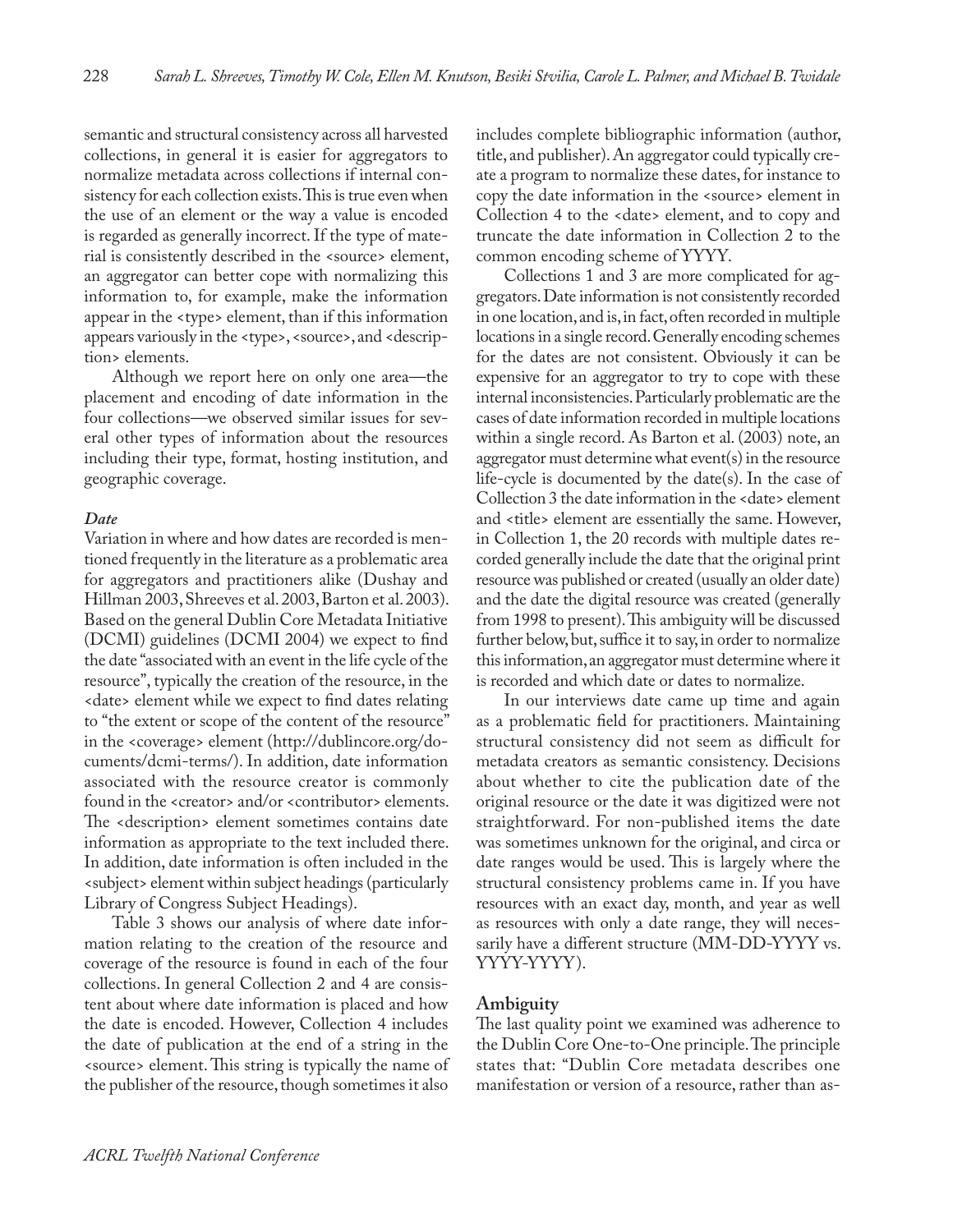semantic and structural consistency across all harvested collections, in general it is easier for aggregators to normalize metadata across collections if internal consistency for each collection exists. This is true even when the use of an element or the way a value is encoded is regarded as generally incorrect. If the type of material is consistently described in the <source> element, an aggregator can better cope with normalizing this information to, for example, make the information appear in the <type> element, than if this information appears variously in the <type>, <source>, and <description> elements.

Although we report here on only one area—the placement and encoding of date information in the four collections—we observed similar issues for several other types of information about the resources including their type, format, hosting institution, and geographic coverage.

#### *Date*

Variation in where and how dates are recorded is mentioned frequently in the literature as a problematic area for aggregators and practitioners alike (Dushay and Hillman 2003, Shreeves et al. 2003, Barton et al. 2003). Based on the general Dublin Core Metadata Initiative (DCMI) guidelines (DCMI 2004) we expect to find the date "associated with an event in the life cycle of the resource", typically the creation of the resource, in the <date> element while we expect to find dates relating to "the extent or scope of the content of the resource" in the <coverage> element (http://dublincore.org/documents/dcmi-terms/). In addition, date information associated with the resource creator is commonly found in the <creator> and/or <contributor> elements. The <description> element sometimes contains date information as appropriate to the text included there. In addition, date information is often included in the <subject> element within subject headings (particularly Library of Congress Subject Headings).

Table 3 shows our analysis of where date information relating to the creation of the resource and coverage of the resource is found in each of the four collections. In general Collection 2 and 4 are consistent about where date information is placed and how the date is encoded. However, Collection 4 includes the date of publication at the end of a string in the <source> element. This string is typically the name of the publisher of the resource, though sometimes it also includes complete bibliographic information (author, title, and publisher). An aggregator could typically create a program to normalize these dates, for instance to copy the date information in the <source> element in Collection 4 to the <date> element, and to copy and truncate the date information in Collection 2 to the common encoding scheme of YYYY.

Collections 1 and 3 are more complicated for aggregators. Date information is not consistently recorded in one location, and is, in fact, often recorded in multiple locations in a single record. Generally encoding schemes for the dates are not consistent. Obviously it can be expensive for an aggregator to try to cope with these internal inconsistencies. Particularly problematic are the cases of date information recorded in multiple locations within a single record. As Barton et al. (2003) note, an aggregator must determine what event(s) in the resource life-cycle is documented by the date(s). In the case of Collection 3 the date information in the <date> element and <title> element are essentially the same. However, in Collection 1, the 20 records with multiple dates recorded generally include the date that the original print resource was published or created (usually an older date) and the date the digital resource was created (generally from 1998 to present). This ambiguity will be discussed further below, but, suffice it to say, in order to normalize this information, an aggregator must determine where it is recorded and which date or dates to normalize.

In our interviews date came up time and again as a problematic field for practitioners. Maintaining structural consistency did not seem as difficult for metadata creators as semantic consistency. Decisions about whether to cite the publication date of the original resource or the date it was digitized were not straightforward. For non-published items the date was sometimes unknown for the original, and circa or date ranges would be used. This is largely where the structural consistency problems came in. If you have resources with an exact day, month, and year as well as resources with only a date range, they will necessarily have a different structure (MM-DD-YYYY vs. YYYY-YYYY).

### Ambiguity

The last quality point we examined was adherence to the Dublin Core One-to-One principle. The principle states that: "Dublin Core metadata describes one manifestation or version of a resource, rather than as-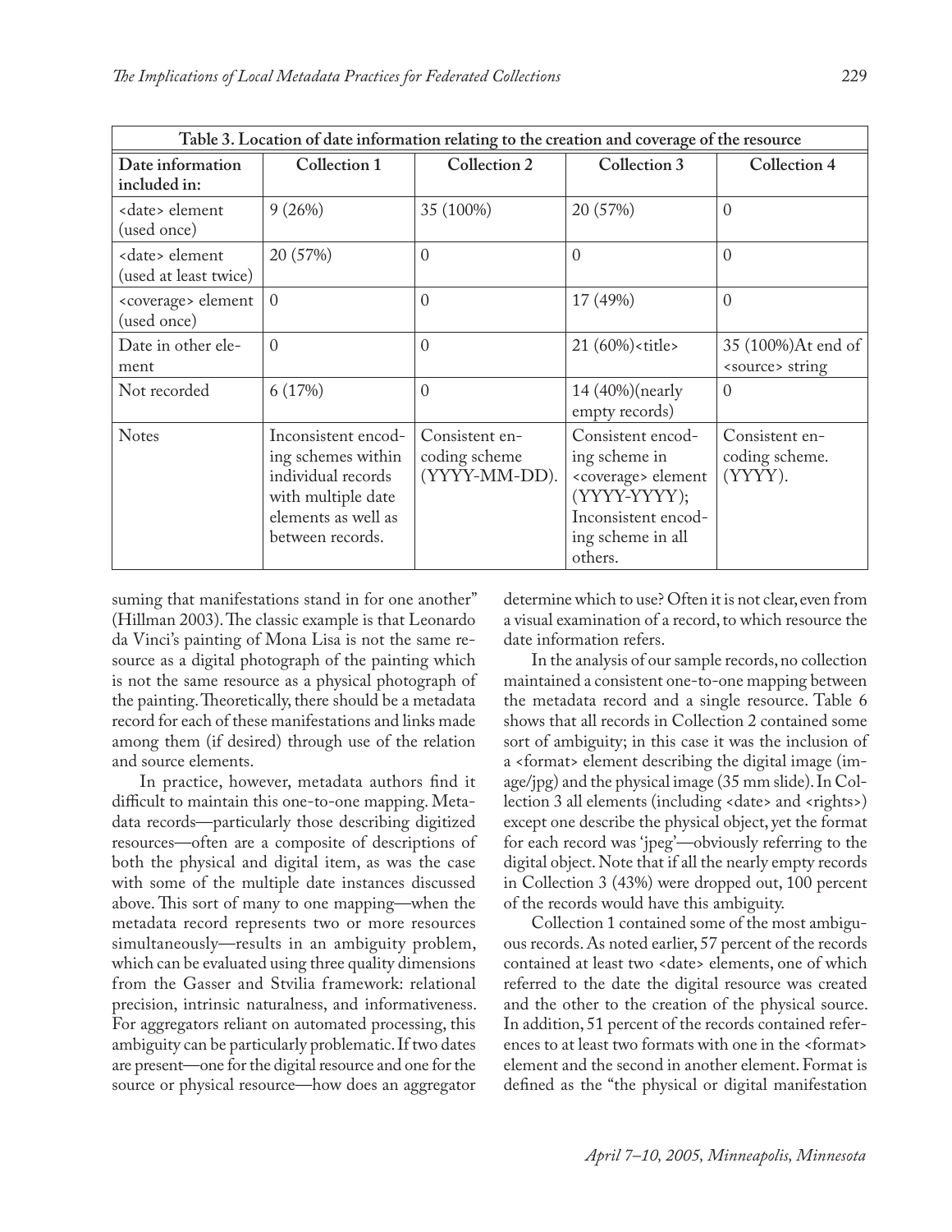| Table 3. Location of date information relating to the creation and coverage of the resource | | | | |
|---|---|---|---|---|
| **Date information included in:** | **Collection 1** | **Collection 2** | **Collection 3** | **Collection 4** |
| <date> element (used once) | 9 (26%) | 35 (100%) | 20 (57%) | 0 |
| <date> element (used at least twice) | 20 (57%) | 0 | 0 | 0 |
| <coverage> element (used once) | 0 | 0 | 17 (49%) | 0 |
| Date in other element | 0 | 0 | 21 (60%)<title> | 35 (100%)At end of <source> string |
| Not recorded | 6 (17%) | 0 | 14 (40%)(nearly empty records) | 0 |
| Notes | Inconsistent encoding schemes within individual records with multiple date elements as well as between records. | Consistent encoding scheme (YYYY-MM-DD). | Consistent encoding scheme in <coverage> element (YYYY-YYYY); Inconsistent encoding scheme in all others. | Consistent encoding scheme. (YYYY). |

suming that manifestations stand in for one another" (Hillman 2003). The classic example is that Leonardo da Vinci's painting of Mona Lisa is not the same resource as a digital photograph of the painting which is not the same resource as a physical photograph of the painting. Theoretically, there should be a metadata record for each of these manifestations and links made among them (if desired) through use of the relation and source elements.

In practice, however, metadata authors find it difficult to maintain this one-to-one mapping. Metadata records—particularly those describing digitized resources—often are a composite of descriptions of both the physical and digital item, as was the case with some of the multiple date instances discussed above. This sort of many to one mapping—when the metadata record represents two or more resources simultaneously—results in an ambiguity problem, which can be evaluated using three quality dimensions from the Gasser and Stvilia framework: relational precision, intrinsic naturalness, and informativeness. For aggregators reliant on automated processing, this ambiguity can be particularly problematic. If two dates are present—one for the digital resource and one for the source or physical resource—how does an aggregator determine which to use? Often it is not clear, even from a visual examination of a record, to which resource the date information refers.

In the analysis of our sample records, no collection maintained a consistent one-to-one mapping between the metadata record and a single resource. Table 6 shows that all records in Collection 2 contained some sort of ambiguity; in this case it was the inclusion of a <format> element describing the digital image (image/jpg) and the physical image (35 mm slide). In Collection 3 all elements (including <date> and <rights>) except one describe the physical object, yet the format for each record was 'jpeg'—obviously referring to the digital object. Note that if all the nearly empty records in Collection 3 (43%) were dropped out, 100 percent of the records would have this ambiguity.

Collection 1 contained some of the most ambiguous records. As noted earlier, 57 percent of the records contained at least two <date> elements, one of which referred to the date the digital resource was created and the other to the creation of the physical source. In addition, 51 percent of the records contained references to at least two formats with one in the <format> element and the second in another element. Format is defined as the "the physical or digital manifestation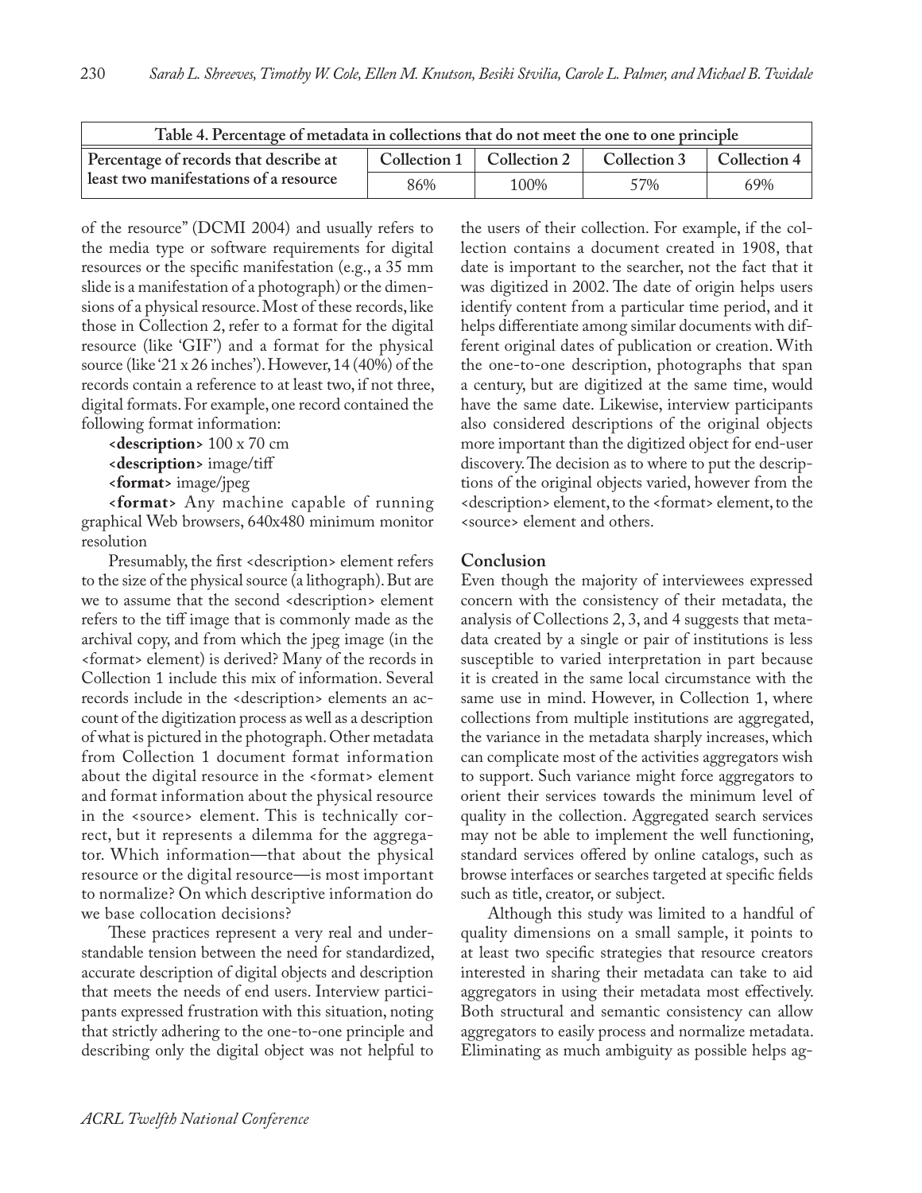| Table 4. Percentage of metadata in collections that do not meet the one to one principle | | | | |
| --- | --- | --- | --- | --- |
| Percentage of records that describe at least two manifestations of a resource | Collection 1 | Collection 2 | Collection 3 | Collection 4 |
| | 86% | 100% | 57% | 69% |

of the resource" (DCMI 2004) and usually refers to the media type or software requirements for digital resources or the specific manifestation (e.g., a 35 mm slide is a manifestation of a photograph) or the dimensions of a physical resource. Most of these records, like those in Collection 2, refer to a format for the digital resource (like 'GIF') and a format for the physical source (like '21 x 26 inches'). However, 14 (40%) of the records contain a reference to at least two, if not three, digital formats. For example, one record contained the following format information:

**<description>** 100 x 70 cm
**<description>** image/tiff
**<format>** image/jpeg
**<format>** Any machine capable of running graphical Web browsers, 640x480 minimum monitor resolution

Presumably, the first <description> element refers to the size of the physical source (a lithograph). But are we to assume that the second <description> element refers to the tiff image that is commonly made as the archival copy, and from which the jpeg image (in the <format> element) is derived? Many of the records in Collection 1 include this mix of information. Several records include in the <description> elements an account of the digitization process as well as a description of what is pictured in the photograph. Other metadata from Collection 1 document format information about the digital resource in the <format> element and format information about the physical resource in the <source> element. This is technically correct, but it represents a dilemma for the aggregator. Which information—that about the physical resource or the digital resource—is most important to normalize? On which descriptive information do we base collocation decisions?

These practices represent a very real and understandable tension between the need for standardized, accurate description of digital objects and description that meets the needs of end users. Interview participants expressed frustration with this situation, noting that strictly adhering to the one-to-one principle and describing only the digital object was not helpful to the users of their collection. For example, if the collection contains a document created in 1908, that date is important to the searcher, not the fact that it was digitized in 2002. The date of origin helps users identify content from a particular time period, and it helps differentiate among similar documents with different original dates of publication or creation. With the one-to-one description, photographs that span a century, but are digitized at the same time, would have the same date. Likewise, interview participants also considered descriptions of the original objects more important than the digitized object for end-user discovery. The decision as to where to put the descriptions of the original objects varied, however from the <description> element, to the <format> element, to the <source> element and others.

## Conclusion

Even though the majority of interviewees expressed concern with the consistency of their metadata, the analysis of Collections 2, 3, and 4 suggests that metadata created by a single or pair of institutions is less susceptible to varied interpretation in part because it is created in the same local circumstance with the same use in mind. However, in Collection 1, where collections from multiple institutions are aggregated, the variance in the metadata sharply increases, which can complicate most of the activities aggregators wish to support. Such variance might force aggregators to orient their services towards the minimum level of quality in the collection. Aggregated search services may not be able to implement the well functioning, standard services offered by online catalogs, such as browse interfaces or searches targeted at specific fields such as title, creator, or subject.

Although this study was limited to a handful of quality dimensions on a small sample, it points to at least two specific strategies that resource creators interested in sharing their metadata can take to aid aggregators in using their metadata most effectively. Both structural and semantic consistency can allow aggregators to easily process and normalize metadata. Eliminating as much ambiguity as possible helps ag-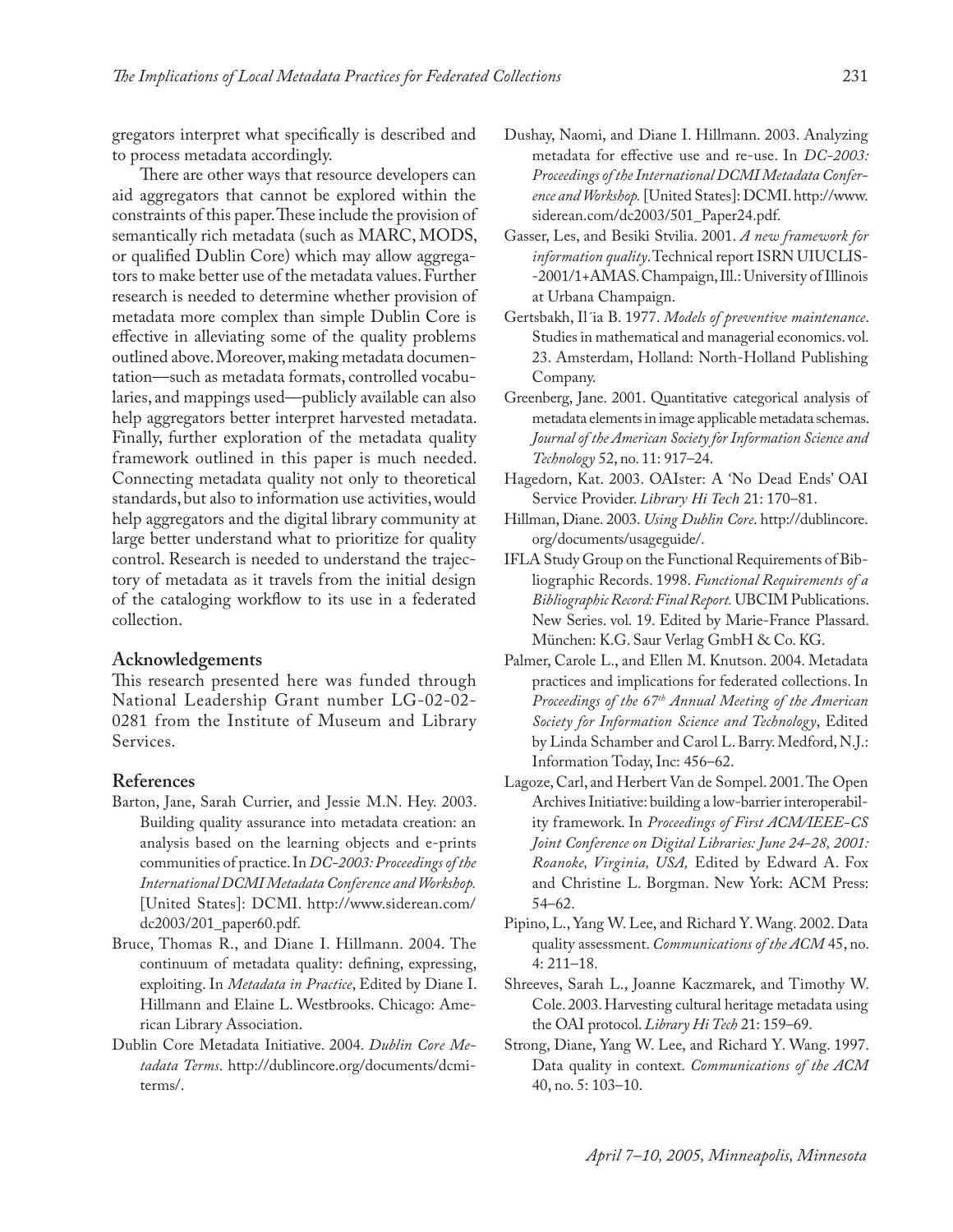gregators interpret what specifically is described and to process metadata accordingly.

There are other ways that resource developers can aid aggregators that cannot be explored within the constraints of this paper. These include the provision of semantically rich metadata (such as MARC, MODS, or qualified Dublin Core) which may allow aggregators to make better use of the metadata values. Further research is needed to determine whether provision of metadata more complex than simple Dublin Core is effective in alleviating some of the quality problems outlined above. Moreover, making metadata documentation—such as metadata formats, controlled vocabularies, and mappings used—publicly available can also help aggregators better interpret harvested metadata. Finally, further exploration of the metadata quality framework outlined in this paper is much needed. Connecting metadata quality not only to theoretical standards, but also to information use activities, would help aggregators and the digital library community at large better understand what to prioritize for quality control. Research is needed to understand the trajectory of metadata as it travels from the initial design of the cataloging workflow to its use in a federated collection.

## Acknowledgements

This research presented here was funded through National Leadership Grant number LG-02-02-0281 from the Institute of Museum and Library Services.

## References

Barton, Jane, Sarah Currier, and Jessie M.N. Hey. 2003. Building quality assurance into metadata creation: an analysis based on the learning objects and e-prints communities of practice. In *DC-2003: Proceedings of the International DCMI Metadata Conference and Workshop.* [United States]: DCMI. http://www.siderean.com/dc2003/201_paper60.pdf.

Bruce, Thomas R., and Diane I. Hillmann. 2004. The continuum of metadata quality: defining, expressing, exploiting. In *Metadata in Practice*, Edited by Diane I. Hillmann and Elaine L. Westbrooks. Chicago: American Library Association.

Dublin Core Metadata Initiative. 2004. *Dublin Core Metadata Terms*. http://dublincore.org/documents/dcmi-terms/.

Dushay, Naomi, and Diane I. Hillmann. 2003. Analyzing metadata for effective use and re-use. In *DC-2003: Proceedings of the International DCMI Metadata Conference and Workshop.* [United States]: DCMI. http://www.siderean.com/dc2003/501_Paper24.pdf.

Gasser, Les, and Besiki Stvilia. 2001. *A new framework for information quality*. Technical report ISRN UIUCLIS--2001/1+AMAS. Champaign, Ill.: University of Illinois at Urbana Champaign.

Gertsbakh, Il´ia B. 1977. *Models of preventive maintenance*. Studies in mathematical and managerial economics. vol. 23. Amsterdam, Holland: North-Holland Publishing Company.

Greenberg, Jane. 2001. Quantitative categorical analysis of metadata elements in image applicable metadata schemas. *Journal of the American Society for Information Science and Technology* 52, no. 11: 917–24.

Hagedorn, Kat. 2003. OAIster: A 'No Dead Ends' OAI Service Provider. *Library Hi Tech* 21: 170–81.

Hillman, Diane. 2003. *Using Dublin Core*. http://dublincore.org/documents/usageguide/.

IFLA Study Group on the Functional Requirements of Bibliographic Records. 1998. *Functional Requirements of a Bibliographic Record: Final Report.* UBCIM Publications. New Series. vol. 19. Edited by Marie-France Plassard. München: K.G. Saur Verlag GmbH & Co. KG.

Palmer, Carole L., and Ellen M. Knutson. 2004. Metadata practices and implications for federated collections. In *Proceedings of the 67th Annual Meeting of the American Society for Information Science and Technology*, Edited by Linda Schamber and Carol L. Barry. Medford, N.J.: Information Today, Inc: 456–62.

Lagoze, Carl, and Herbert Van de Sompel. 2001. The Open Archives Initiative: building a low-barrier interoperability framework. In *Proceedings of First ACM/IEEE-CS Joint Conference on Digital Libraries: June 24–28, 2001: Roanoke, Virginia, USA,* Edited by Edward A. Fox and Christine L. Borgman. New York: ACM Press: 54–62.

Pipino, L., Yang W. Lee, and Richard Y. Wang. 2002. Data quality assessment. *Communications of the ACM* 45, no. 4: 211–18.

Shreeves, Sarah L., Joanne Kaczmarek, and Timothy W. Cole. 2003. Harvesting cultural heritage metadata using the OAI protocol. *Library Hi Tech* 21: 159–69.

Strong, Diane, Yang W. Lee, and Richard Y. Wang. 1997. Data quality in context. *Communications of the ACM* 40, no. 5: 103–10.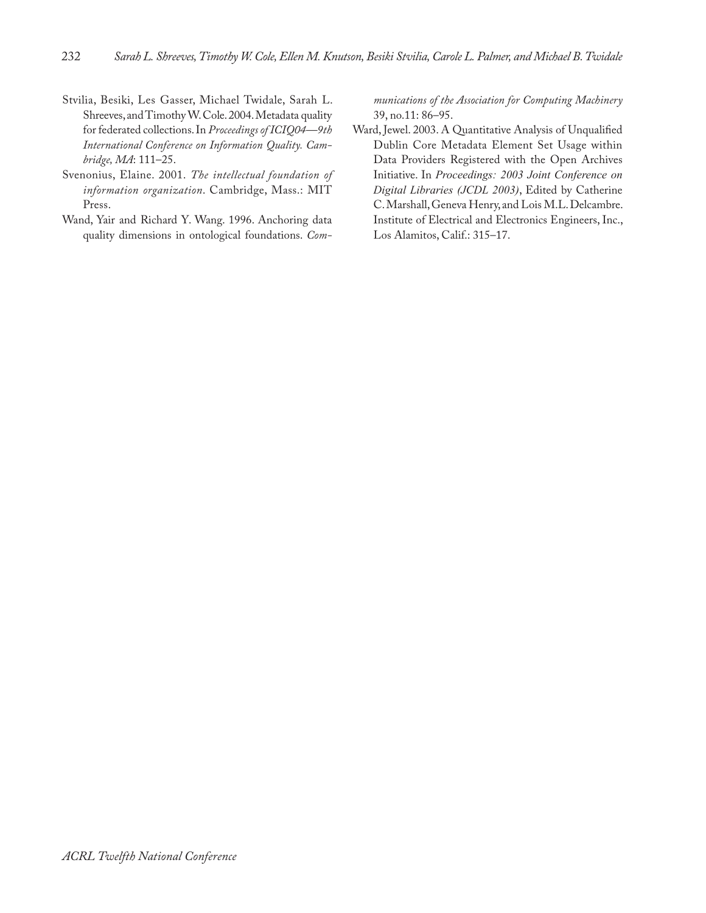Stvilia, Besiki, Les Gasser, Michael Twidale, Sarah L. Shreeves, and Timothy W. Cole. 2004. Metadata quality for federated collections. In *Proceedings of ICIQ04—9th International Conference on Information Quality. Cambridge, MA*: 111–25.

Svenonius, Elaine. 2001. *The intellectual foundation of information organization*. Cambridge, Mass.: MIT Press.

Wand, Yair and Richard Y. Wang. 1996. Anchoring data quality dimensions in ontological foundations. *Communications of the Association for Computing Machinery* 39, no.11: 86–95.

Ward, Jewel. 2003. A Quantitative Analysis of Unqualified Dublin Core Metadata Element Set Usage within Data Providers Registered with the Open Archives Initiative. In *Proceedings: 2003 Joint Conference on Digital Libraries (JCDL 2003)*, Edited by Catherine C. Marshall, Geneva Henry, and Lois M.L. Delcambre. Institute of Electrical and Electronics Engineers, Inc., Los Alamitos, Calif.: 315–17.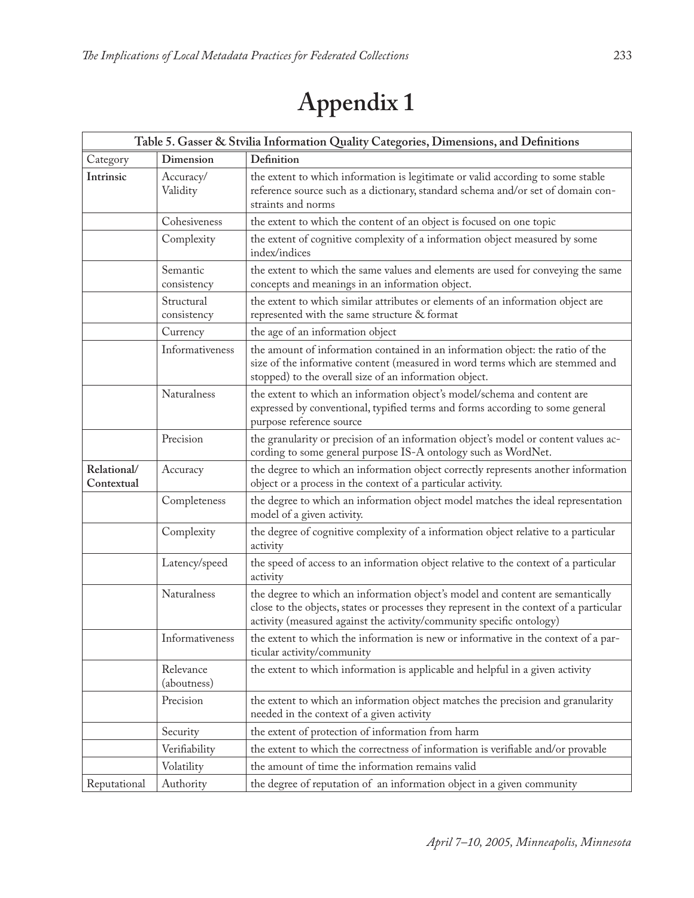# Appendix 1

| Table 5. Gasser & Stvilia Information Quality Categories, Dimensions, and Definitions | | |
|---|---|---|
| Category | **Dimension** | **Definition** |
| **Intrinsic** | Accuracy/ Validity | the extent to which information is legitimate or valid according to some stable reference source such as a dictionary, standard schema and/or set of domain constraints and norms |
| | Cohesiveness | the extent to which the content of an object is focused on one topic |
| | Complexity | the extent of cognitive complexity of a information object measured by some index/indices |
| | Semantic consistency | the extent to which the same values and elements are used for conveying the same concepts and meanings in an information object. |
| | Structural consistency | the extent to which similar attributes or elements of an information object are represented with the same structure & format |
| | Currency | the age of an information object |
| | Informativeness | the amount of information contained in an information object: the ratio of the size of the informative content (measured in word terms which are stemmed and stopped) to the overall size of an information object. |
| | Naturalness | the extent to which an information object's model/schema and content are expressed by conventional, typified terms and forms according to some general purpose reference source |
| | Precision | the granularity or precision of an information object's model or content values according to some general purpose IS-A ontology such as WordNet. |
| **Relational/ Contextual** | Accuracy | the degree to which an information object correctly represents another information object or a process in the context of a particular activity. |
| | Completeness | the degree to which an information object model matches the ideal representation model of a given activity. |
| | Complexity | the degree of cognitive complexity of a information object relative to a particular activity |
| | Latency/speed | the speed of access to an information object relative to the context of a particular activity |
| | Naturalness | the degree to which an information object's model and content are semantically close to the objects, states or processes they represent in the context of a particular activity (measured against the activity/community specific ontology) |
| | Informativeness | the extent to which the information is new or informative in the context of a particular activity/community |
| | Relevance (aboutness) | the extent to which information is applicable and helpful in a given activity |
| | Precision | the extent to which an information object matches the precision and granularity needed in the context of a given activity |
| | Security | the extent of protection of information from harm |
| | Verifiability | the extent to which the correctness of information is verifiable and/or provable |
| | Volatility | the amount of time the information remains valid |
| Reputational | Authority | the degree of reputation of an information object in a given community |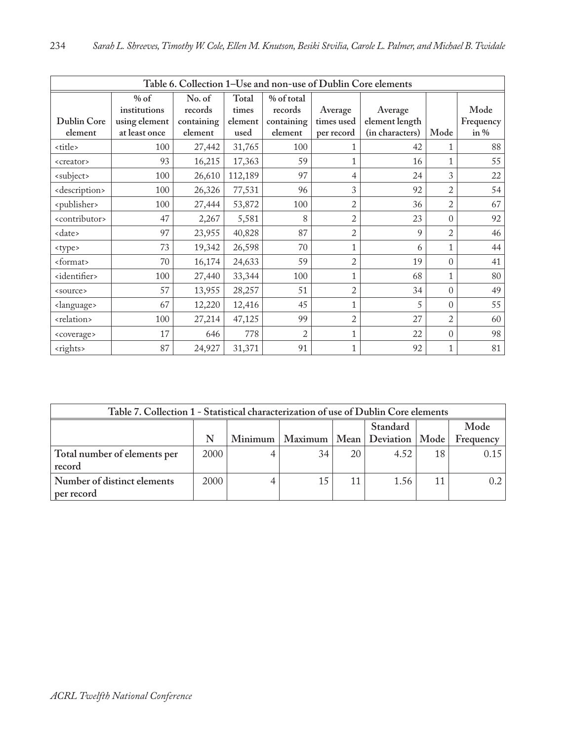**Table 6. Collection 1–Use and non-use of Dublin Core elements**

| Dublin Core element | % of institutions using element at least once | No. of records containing element | Total times element used | % of total records containing element | Average times used per record | Average element length (in characters) | Mode | Mode Frequency in % |
|---|---|---|---|---|---|---|---|---|
| <title> | 100 | 27,442 | 31,765 | 100 | 1 | 42 | 1 | 88 |
| <creator> | 93 | 16,215 | 17,363 | 59 | 1 | 16 | 1 | 55 |
| <subject> | 100 | 26,610 | 112,189 | 97 | 4 | 24 | 3 | 22 |
| <description> | 100 | 26,326 | 77,531 | 96 | 3 | 92 | 2 | 54 |
| <publisher> | 100 | 27,444 | 53,872 | 100 | 2 | 36 | 2 | 67 |
| <contributor> | 47 | 2,267 | 5,581 | 8 | 2 | 23 | 0 | 92 |
| <date> | 97 | 23,955 | 40,828 | 87 | 2 | 9 | 2 | 46 |
| <type> | 73 | 19,342 | 26,598 | 70 | 1 | 6 | 1 | 44 |
| <format> | 70 | 16,174 | 24,633 | 59 | 2 | 19 | 0 | 41 |
| <identifier> | 100 | 27,440 | 33,344 | 100 | 1 | 68 | 1 | 80 |
| <source> | 57 | 13,955 | 28,257 | 51 | 2 | 34 | 0 | 49 |
| <language> | 67 | 12,220 | 12,416 | 45 | 1 | 5 | 0 | 55 |
| <relation> | 100 | 27,214 | 47,125 | 99 | 2 | 27 | 2 | 60 |
| <coverage> | 17 | 646 | 778 | 2 | 1 | 22 | 0 | 98 |
| <rights> | 87 | 24,927 | 31,371 | 91 | 1 | 92 | 1 | 81 |

**Table 7. Collection 1 - Statistical characterization of use of Dublin Core elements**

| | N | Minimum | Maximum | Mean | Standard Deviation | Mode | Mode Frequency |
|---|---|---|---|---|---|---|---|
| **Total number of elements per record** | 2000 | 4 | 34 | 20 | 4.52 | 18 | 0.15 |
| **Number of distinct elements per record** | 2000 | 4 | 15 | 11 | 1.56 | 11 | 0.2 |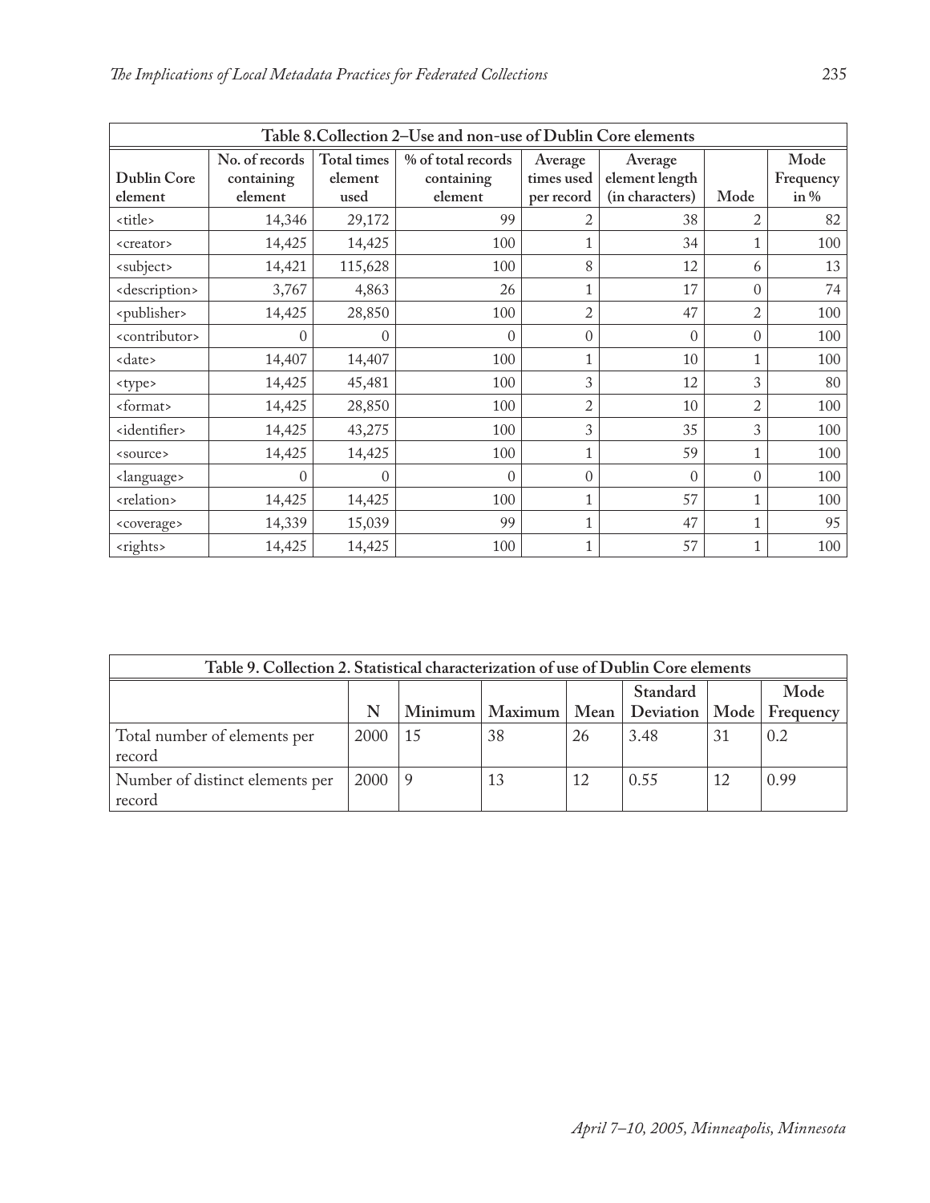| Table 8. Collection 2–Use and non-use of Dublin Core elements | | | | | | | |
|---|---|---|---|---|---|---|---|
| Dublin Core element | No. of records containing element | Total times element used | % of total records containing element | Average times used per record | Average element length (in characters) | Mode | Mode Frequency in % |
| <title> | 14,346 | 29,172 | 99 | 2 | 38 | 2 | 82 |
| <creator> | 14,425 | 14,425 | 100 | 1 | 34 | 1 | 100 |
| <subject> | 14,421 | 115,628 | 100 | 8 | 12 | 6 | 13 |
| <description> | 3,767 | 4,863 | 26 | 1 | 17 | 0 | 74 |
| <publisher> | 14,425 | 28,850 | 100 | 2 | 47 | 2 | 100 |
| <contributor> | 0 | 0 | 0 | 0 | 0 | 0 | 100 |
| <date> | 14,407 | 14,407 | 100 | 1 | 10 | 1 | 100 |
| <type> | 14,425 | 45,481 | 100 | 3 | 12 | 3 | 80 |
| <format> | 14,425 | 28,850 | 100 | 2 | 10 | 2 | 100 |
| <identifier> | 14,425 | 43,275 | 100 | 3 | 35 | 3 | 100 |
| <source> | 14,425 | 14,425 | 100 | 1 | 59 | 1 | 100 |
| <language> | 0 | 0 | 0 | 0 | 0 | 0 | 100 |
| <relation> | 14,425 | 14,425 | 100 | 1 | 57 | 1 | 100 |
| <coverage> | 14,339 | 15,039 | 99 | 1 | 47 | 1 | 95 |
| <rights> | 14,425 | 14,425 | 100 | 1 | 57 | 1 | 100 |

| Table 9. Collection 2. Statistical characterization of use of Dublin Core elements | | | | | | | |
|---|---|---|---|---|---|---|---|
| | N | Minimum | Maximum | Mean | Standard Deviation | Mode | Mode Frequency |
| Total number of elements per record | 2000 | 15 | 38 | 26 | 3.48 | 31 | 0.2 |
| Number of distinct elements per record | 2000 | 9 | 13 | 12 | 0.55 | 12 | 0.99 |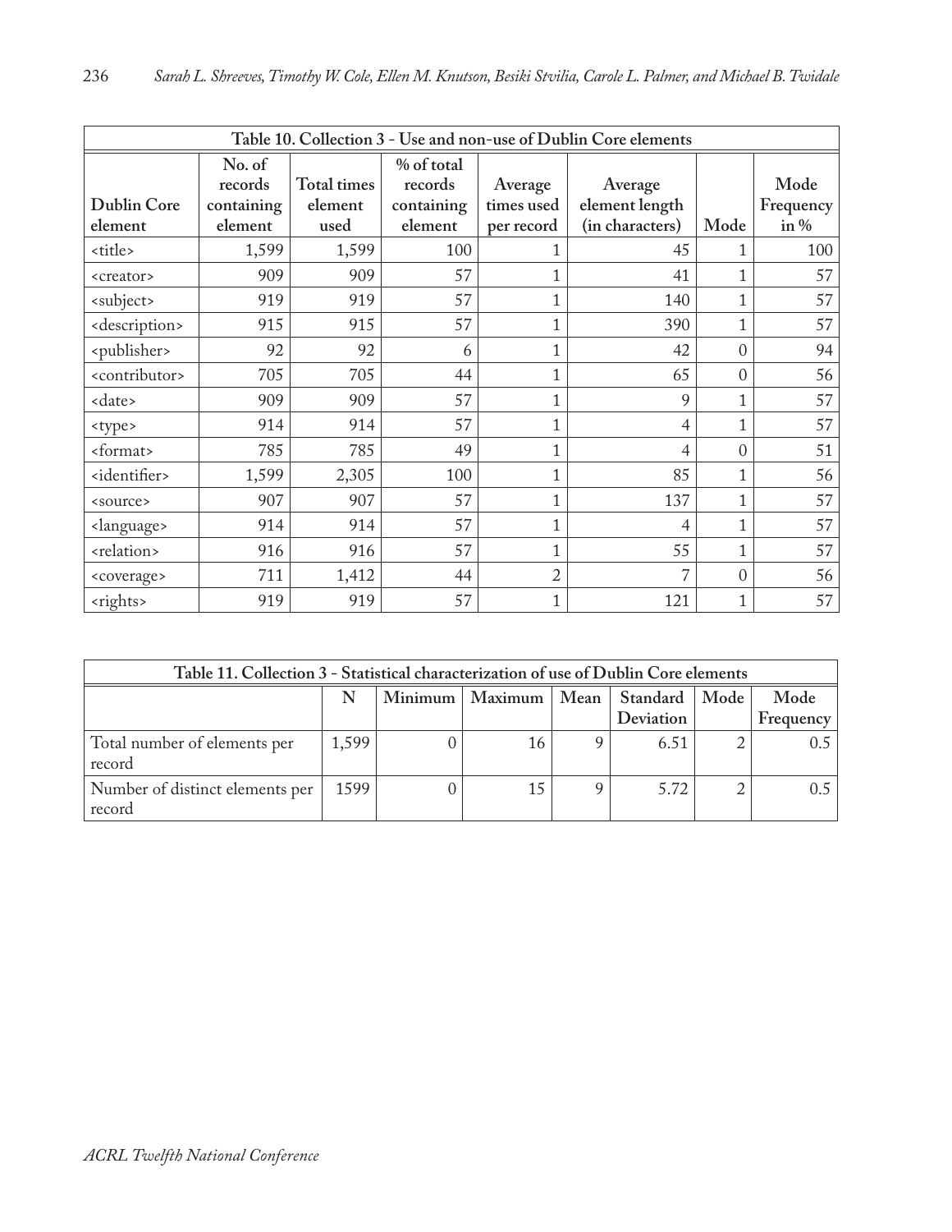| Table 10. Collection 3 - Use and non-use of Dublin Core elements | | | | | | | |
|---|---|---|---|---|---|---|---|
| Dublin Core element | No. of records containing element | Total times element used | % of total records containing element | Average times used per record | Average element length (in characters) | Mode | Mode Frequency in % |
| <title> | 1,599 | 1,599 | 100 | 1 | 45 | 1 | 100 |
| <creator> | 909 | 909 | 57 | 1 | 41 | 1 | 57 |
| <subject> | 919 | 919 | 57 | 1 | 140 | 1 | 57 |
| <description> | 915 | 915 | 57 | 1 | 390 | 1 | 57 |
| <publisher> | 92 | 92 | 6 | 1 | 42 | 0 | 94 |
| <contributor> | 705 | 705 | 44 | 1 | 65 | 0 | 56 |
| <date> | 909 | 909 | 57 | 1 | 9 | 1 | 57 |
| <type> | 914 | 914 | 57 | 1 | 4 | 1 | 57 |
| <format> | 785 | 785 | 49 | 1 | 4 | 0 | 51 |
| <identifier> | 1,599 | 2,305 | 100 | 1 | 85 | 1 | 56 |
| <source> | 907 | 907 | 57 | 1 | 137 | 1 | 57 |
| <language> | 914 | 914 | 57 | 1 | 4 | 1 | 57 |
| <relation> | 916 | 916 | 57 | 1 | 55 | 1 | 57 |
| <coverage> | 711 | 1,412 | 44 | 2 | 7 | 0 | 56 |
| <rights> | 919 | 919 | 57 | 1 | 121 | 1 | 57 |

| Table 11. Collection 3 - Statistical characterization of use of Dublin Core elements | | | | | | | |
|---|---|---|---|---|---|---|---|
| | N | Minimum | Maximum | Mean | Standard Deviation | Mode | Mode Frequency |
| Total number of elements per record | 1,599 | 0 | 16 | 9 | 6.51 | 2 | 0.5 |
| Number of distinct elements per record | 1599 | 0 | 15 | 9 | 5.72 | 2 | 0.5 |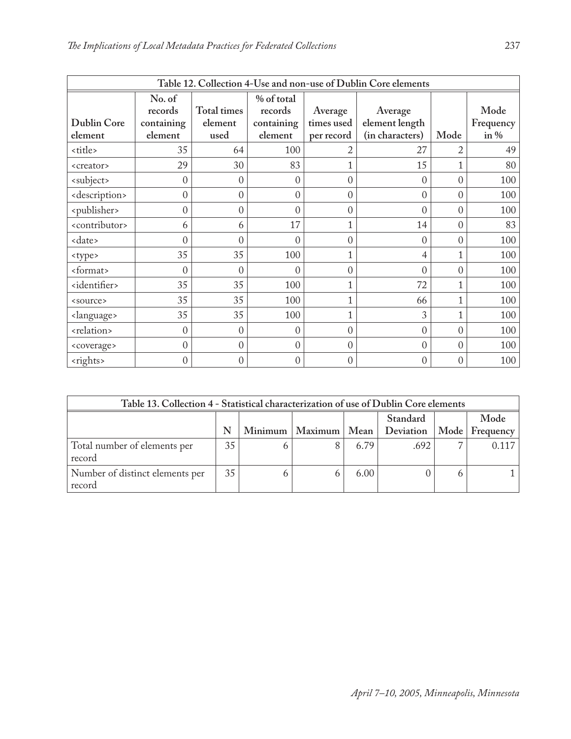| Table 12. Collection 4-Use and non-use of Dublin Core elements | | | | | | | |
|---|---|---|---|---|---|---|---|
| Dublin Core element | No. of records containing element | Total times element used | % of total records containing element | Average times used per record | Average element length (in characters) | Mode | Mode Frequency in % |
| <title> | 35 | 64 | 100 | 2 | 27 | 2 | 49 |
| <creator> | 29 | 30 | 83 | 1 | 15 | 1 | 80 |
| <subject> | 0 | 0 | 0 | 0 | 0 | 0 | 100 |
| <description> | 0 | 0 | 0 | 0 | 0 | 0 | 100 |
| <publisher> | 0 | 0 | 0 | 0 | 0 | 0 | 100 |
| <contributor> | 6 | 6 | 17 | 1 | 14 | 0 | 83 |
| <date> | 0 | 0 | 0 | 0 | 0 | 0 | 100 |
| <type> | 35 | 35 | 100 | 1 | 4 | 1 | 100 |
| <format> | 0 | 0 | 0 | 0 | 0 | 0 | 100 |
| <identifier> | 35 | 35 | 100 | 1 | 72 | 1 | 100 |
| <source> | 35 | 35 | 100 | 1 | 66 | 1 | 100 |
| <language> | 35 | 35 | 100 | 1 | 3 | 1 | 100 |
| <relation> | 0 | 0 | 0 | 0 | 0 | 0 | 100 |
| <coverage> | 0 | 0 | 0 | 0 | 0 | 0 | 100 |
| <rights> | 0 | 0 | 0 | 0 | 0 | 0 | 100 |

| Table 13. Collection 4 - Statistical characterization of use of Dublin Core elements | | | | | | | |
|---|---|---|---|---|---|---|---|
| | N | Minimum | Maximum | Mean | Standard Deviation | Mode | Mode Frequency |
| Total number of elements per record | 35 | 6 | 8 | 6.79 | .692 | 7 | 0.117 |
| Number of distinct elements per record | 35 | 6 | 6 | 6.00 | 0 | 6 | 1 |